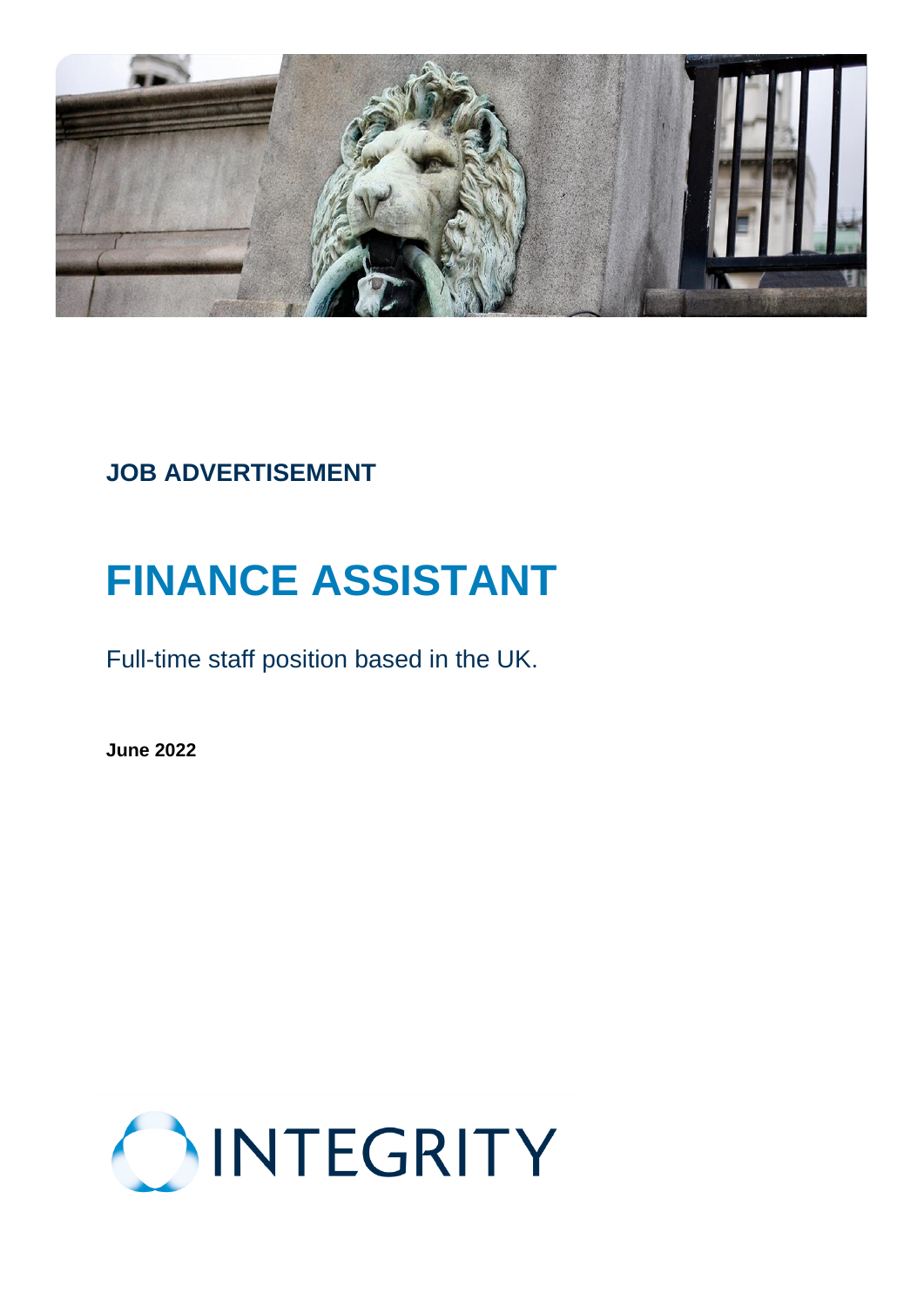**JOB ADVERTISEMENT**

# FINANCE ASSISTANT

Full-time staff position based in the UK.

**June 2022**

INTEGRITY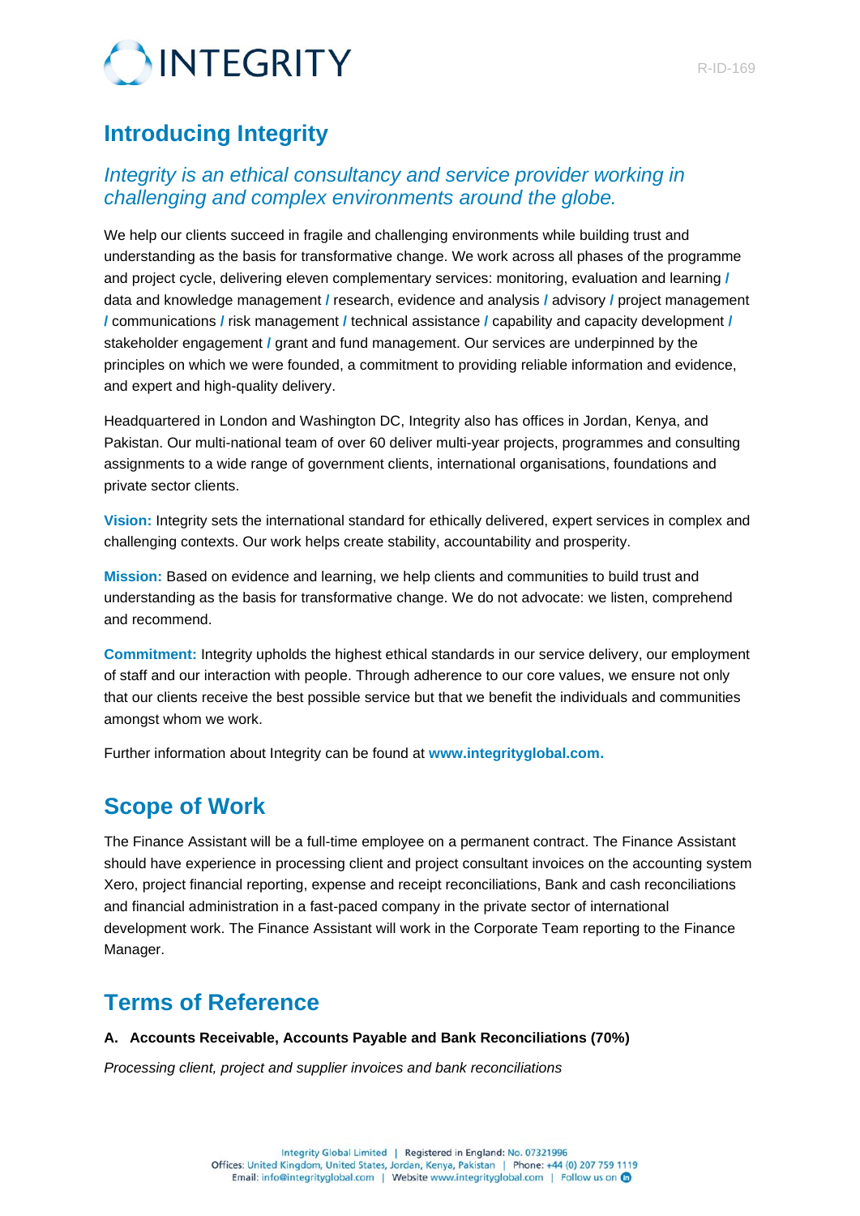# Introducing Integrity

*Integrity is an ethical consultancy and service provider working in challenging and complex environments around the globe.*

We help our clients succeed in fragile and challenging environments while building trust and understanding as the basis for transformative change. We work across all phases of the programme and project cycle, delivering eleven complementary services: monitoring, evaluation and learning **/** data and knowledge management **/** research, evidence and analysis **/** advisory **/** project management **/** communications **/** risk management **/** technical assistance **/** capability and capacity development **/** stakeholder engagement **/** grant and fund management. Our services are underpinned by the principles on which we were founded, a commitment to providing reliable information and evidence, and expert and high-quality delivery.

Headquartered in London and Washington DC, Integrity also has offices in Jordan, Kenya, and Pakistan. Our multi-national team of over 60 deliver multi-year projects, programmes and consulting assignments to a wide range of government clients, international organisations, foundations and private sector clients.

**Vision:** Integrity sets the international standard for ethically delivered, expert services in complex and challenging contexts. Our work helps create stability, accountability and prosperity.

**Mission:** Based on evidence and learning, we help clients and communities to build trust and understanding as the basis for transformative change. We do not advocate: we listen, comprehend and recommend.

**Commitment:** Integrity upholds the highest ethical standards in our service delivery, our employment of staff and our interaction with people. Through adherence to our core values, we ensure not only that our clients receive the best possible service but that we benefit the individuals and communities amongst whom we work.

Further information about Integrity can be found at **www.integrityglobal.com.**

# Scope of Work

The Finance Assistant will be a full-time employee on a permanent contract. The Finance Assistant should have experience in processing client and project consultant invoices on the accounting system Xero, project financial reporting, expense and receipt reconciliations, Bank and cash reconciliations and financial administration in a fast-paced company in the private sector of international development work. The Finance Assistant will work in the Corporate Team reporting to the Finance Manager.

# Terms of Reference

**A. Accounts Receivable, Accounts Payable and Bank Reconciliations (70%)**

*Processing client, project and supplier invoices and bank reconciliations*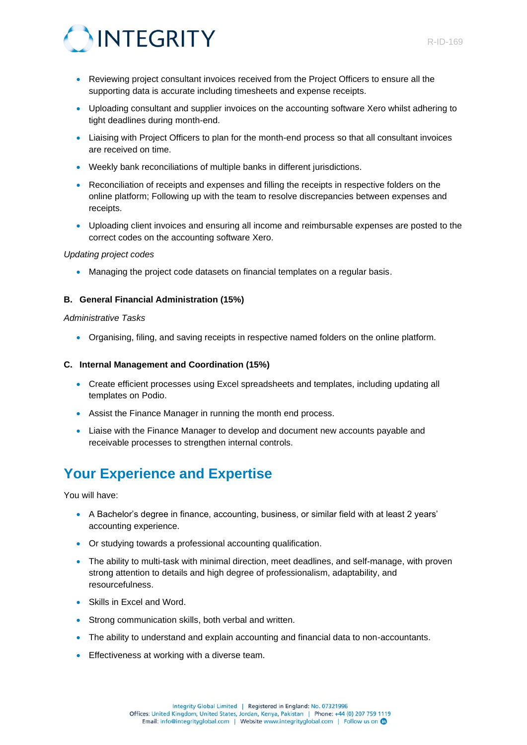- Reviewing project consultant invoices received from the Project Officers to ensure all the supporting data is accurate including timesheets and expense receipts.
- Uploading consultant and supplier invoices on the accounting software Xero whilst adhering to tight deadlines during month-end.
- Liaising with Project Officers to plan for the month-end process so that all consultant invoices are received on time.
- Weekly bank reconciliations of multiple banks in different jurisdictions.
- Reconciliation of receipts and expenses and filling the receipts in respective folders on the online platform; Following up with the team to resolve discrepancies between expenses and receipts.
- Uploading client invoices and ensuring all income and reimbursable expenses are posted to the correct codes on the accounting software Xero.

*Updating project codes*

- Managing the project code datasets on financial templates on a regular basis.

**B. General Financial Administration (15%)**

*Administrative Tasks*

- Organising, filing, and saving receipts in respective named folders on the online platform.

**C. Internal Management and Coordination (15%)**

- Create efficient processes using Excel spreadsheets and templates, including updating all templates on Podio.
- Assist the Finance Manager in running the month end process.
- Liaise with the Finance Manager to develop and document new accounts payable and receivable processes to strengthen internal controls.

## Your Experience and Expertise

You will have:

- A Bachelor's degree in finance, accounting, business, or similar field with at least 2 years' accounting experience.
- Or studying towards a professional accounting qualification.
- The ability to multi-task with minimal direction, meet deadlines, and self-manage, with proven strong attention to details and high degree of professionalism, adaptability, and resourcefulness.
- Skills in Excel and Word.
- Strong communication skills, both verbal and written.
- The ability to understand and explain accounting and financial data to non-accountants.
- Effectiveness at working with a diverse team.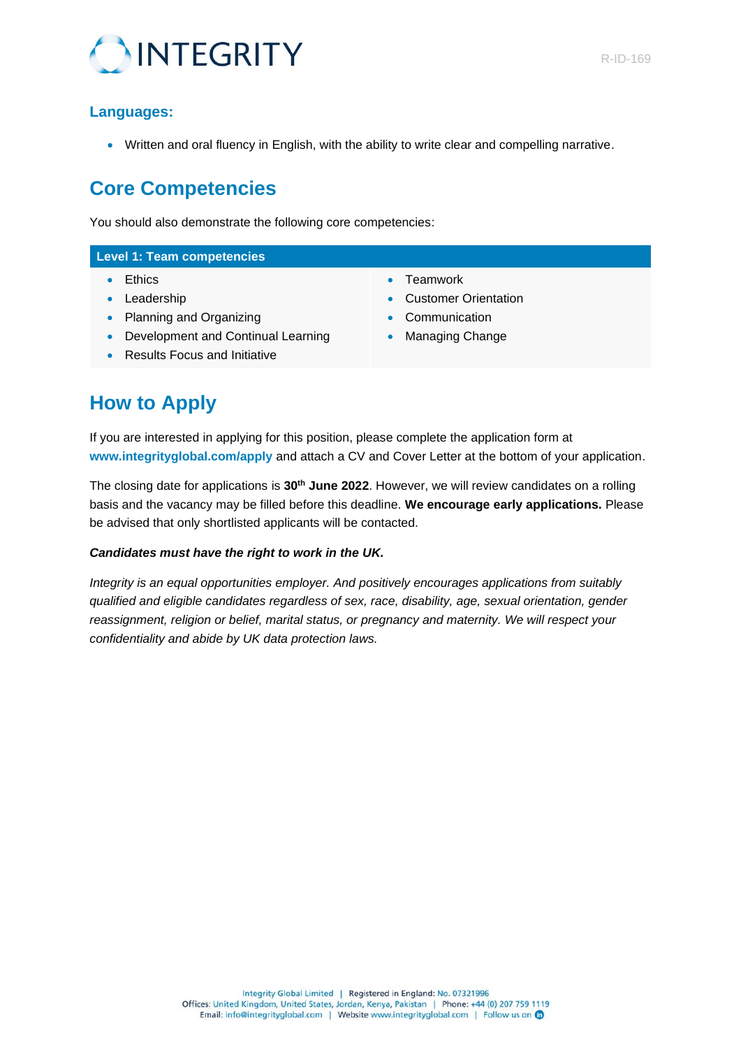### Languages:

- Written and oral fluency in English, with the ability to write clear and compelling narrative.

## Core Competencies

You should also demonstrate the following core competencies:

**Level 1: Team competencies**

- Ethics
- Leadership
- Planning and Organizing
- Development and Continual Learning
- Results Focus and Initiative
- Teamwork
- Customer Orientation
- Communication
- Managing Change

## How to Apply

If you are interested in applying for this position, please complete the application form at **www.integrityglobal.com/apply** and attach a CV and Cover Letter at the bottom of your application.

The closing date for applications is **30th June 2022**. However, we will review candidates on a rolling basis and the vacancy may be filled before this deadline. **We encourage early applications.** Please be advised that only shortlisted applicants will be contacted.

***Candidates must have the right to work in the UK.***

*Integrity is an equal opportunities employer. And positively encourages applications from suitably qualified and eligible candidates regardless of sex, race, disability, age, sexual orientation, gender reassignment, religion or belief, marital status, or pregnancy and maternity. We will respect your confidentiality and abide by UK data protection laws.*